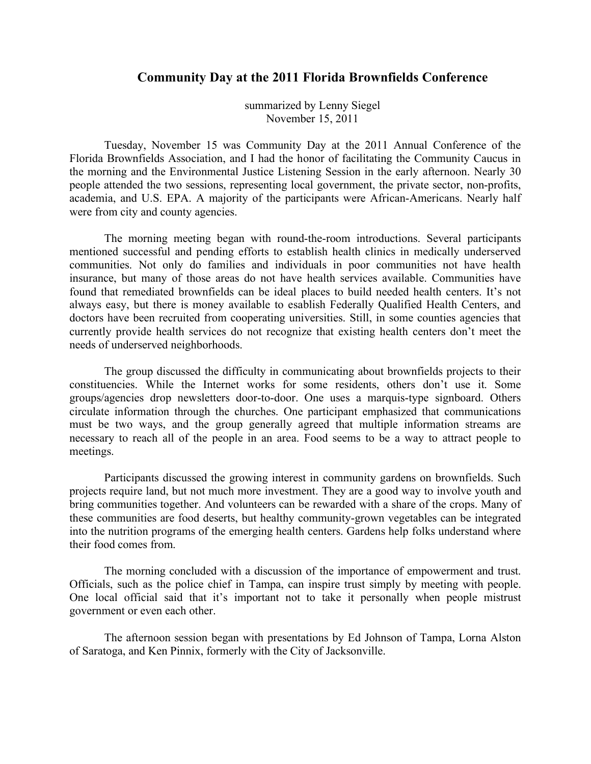# Community Day at the 2011 Florida Brownfields Conference

summarized by Lenny Siegel
November 15, 2011

Tuesday, November 15 was Community Day at the 2011 Annual Conference of the Florida Brownfields Association, and I had the honor of facilitating the Community Caucus in the morning and the Environmental Justice Listening Session in the early afternoon. Nearly 30 people attended the two sessions, representing local government, the private sector, non-profits, academia, and U.S. EPA. A majority of the participants were African-Americans. Nearly half were from city and county agencies.

The morning meeting began with round-the-room introductions. Several participants mentioned successful and pending efforts to establish health clinics in medically underserved communities. Not only do families and individuals in poor communities not have health insurance, but many of those areas do not have health services available. Communities have found that remediated brownfields can be ideal places to build needed health centers. It's not always easy, but there is money available to esablish Federally Qualified Health Centers, and doctors have been recruited from cooperating universities. Still, in some counties agencies that currently provide health services do not recognize that existing health centers don't meet the needs of underserved neighborhoods.

The group discussed the difficulty in communicating about brownfields projects to their constituencies. While the Internet works for some residents, others don't use it. Some groups/agencies drop newsletters door-to-door. One uses a marquis-type signboard. Others circulate information through the churches. One participant emphasized that communications must be two ways, and the group generally agreed that multiple information streams are necessary to reach all of the people in an area. Food seems to be a way to attract people to meetings.

Participants discussed the growing interest in community gardens on brownfields. Such projects require land, but not much more investment. They are a good way to involve youth and bring communities together. And volunteers can be rewarded with a share of the crops. Many of these communities are food deserts, but healthy community-grown vegetables can be integrated into the nutrition programs of the emerging health centers. Gardens help folks understand where their food comes from.

The morning concluded with a discussion of the importance of empowerment and trust. Officials, such as the police chief in Tampa, can inspire trust simply by meeting with people. One local official said that it's important not to take it personally when people mistrust government or even each other.

The afternoon session began with presentations by Ed Johnson of Tampa, Lorna Alston of Saratoga, and Ken Pinnix, formerly with the City of Jacksonville.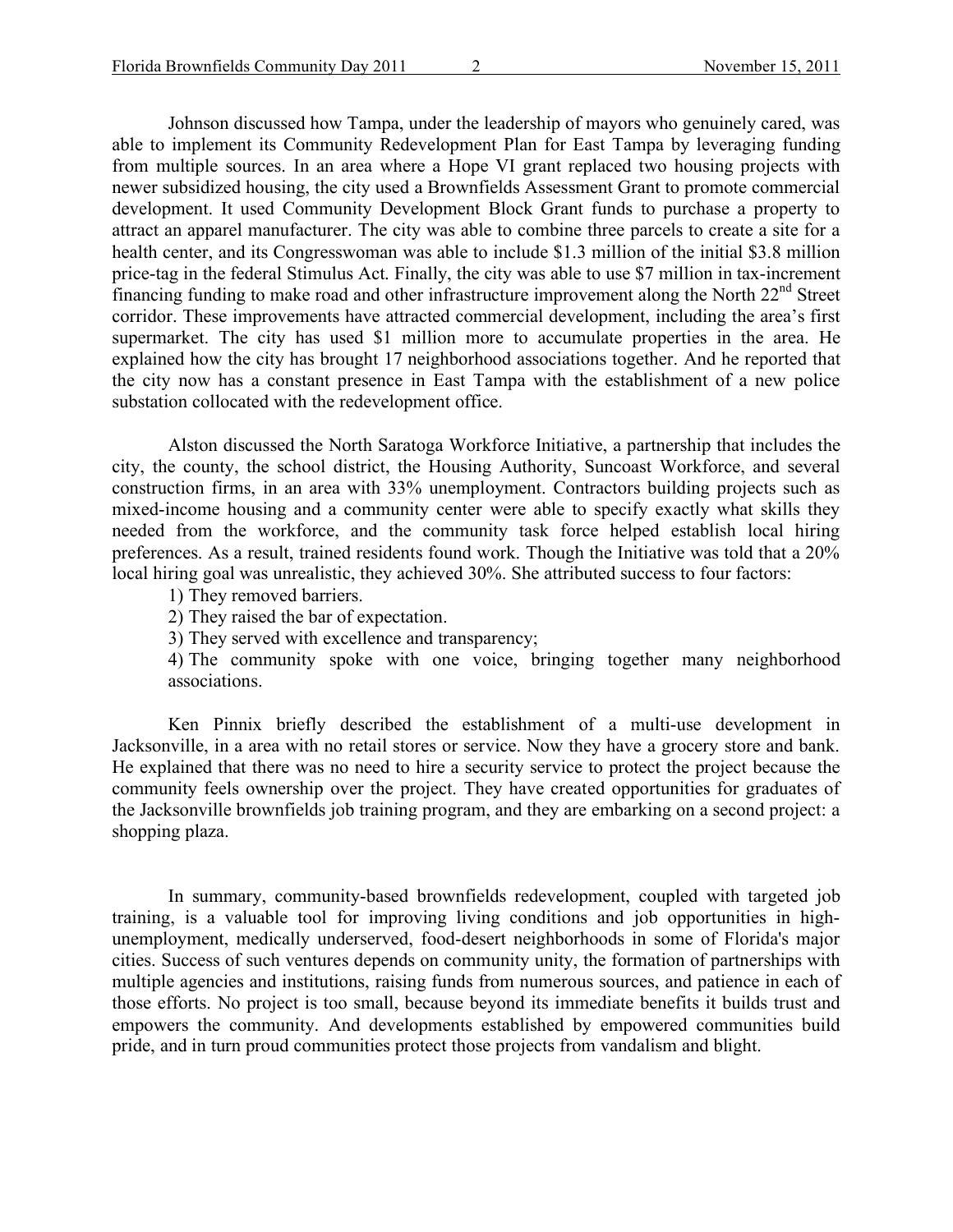Johnson discussed how Tampa, under the leadership of mayors who genuinely cared, was able to implement its Community Redevelopment Plan for East Tampa by leveraging funding from multiple sources. In an area where a Hope VI grant replaced two housing projects with newer subsidized housing, the city used a Brownfields Assessment Grant to promote commercial development. It used Community Development Block Grant funds to purchase a property to attract an apparel manufacturer. The city was able to combine three parcels to create a site for a health center, and its Congresswoman was able to include $1.3 million of the initial $3.8 million price-tag in the federal Stimulus Act. Finally, the city was able to use $7 million in tax-increment financing funding to make road and other infrastructure improvement along the North 22nd Street corridor. These improvements have attracted commercial development, including the area's first supermarket. The city has used $1 million more to accumulate properties in the area. He explained how the city has brought 17 neighborhood associations together. And he reported that the city now has a constant presence in East Tampa with the establishment of a new police substation collocated with the redevelopment office.

Alston discussed the North Saratoga Workforce Initiative, a partnership that includes the city, the county, the school district, the Housing Authority, Suncoast Workforce, and several construction firms, in an area with 33% unemployment. Contractors building projects such as mixed-income housing and a community center were able to specify exactly what skills they needed from the workforce, and the community task force helped establish local hiring preferences. As a result, trained residents found work. Though the Initiative was told that a 20% local hiring goal was unrealistic, they achieved 30%. She attributed success to four factors:

1) They removed barriers.
2) They raised the bar of expectation.
3) They served with excellence and transparency;
4) The community spoke with one voice, bringing together many neighborhood associations.

Ken Pinnix briefly described the establishment of a multi-use development in Jacksonville, in a area with no retail stores or service. Now they have a grocery store and bank. He explained that there was no need to hire a security service to protect the project because the community feels ownership over the project. They have created opportunities for graduates of the Jacksonville brownfields job training program, and they are embarking on a second project: a shopping plaza.

In summary, community-based brownfields redevelopment, coupled with targeted job training, is a valuable tool for improving living conditions and job opportunities in high-unemployment, medically underserved, food-desert neighborhoods in some of Florida's major cities. Success of such ventures depends on community unity, the formation of partnerships with multiple agencies and institutions, raising funds from numerous sources, and patience in each of those efforts. No project is too small, because beyond its immediate benefits it builds trust and empowers the community. And developments established by empowered communities build pride, and in turn proud communities protect those projects from vandalism and blight.